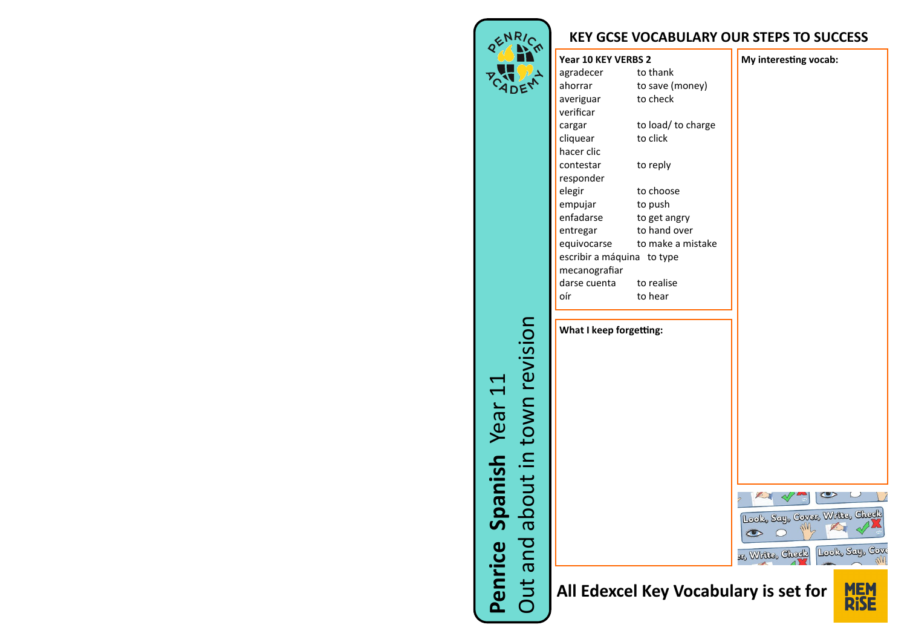**Penrice Spanish** Year 11

Out and about in town revision

# KEY GCSE VOCABULARY OUR STEPS TO SUCCESS

## Year 10 KEY VERBS 2

| Spanish | English |
|---|---|
| agradecer | to thank |
| ahorrar | to save (money) |
| averiguar / verificar | to check |
| cargar | to load/ to charge |
| cliquear / hacer clic | to click |
| contestar / responder | to reply |
| elegir | to choose |
| empujar | to push |
| enfadarse | to get angry |
| entregar | to hand over |
| equivocarse | to make a mistake |
| escribir a máquina / mecanografiar | to type |
| darse cuenta | to realise |
| oír | to hear |

**What I keep forgetting:**

**My interesting vocab:**

Look, Say, Cover, Write, Check

**All Edexcel Key Vocabulary is set for** MEMRISE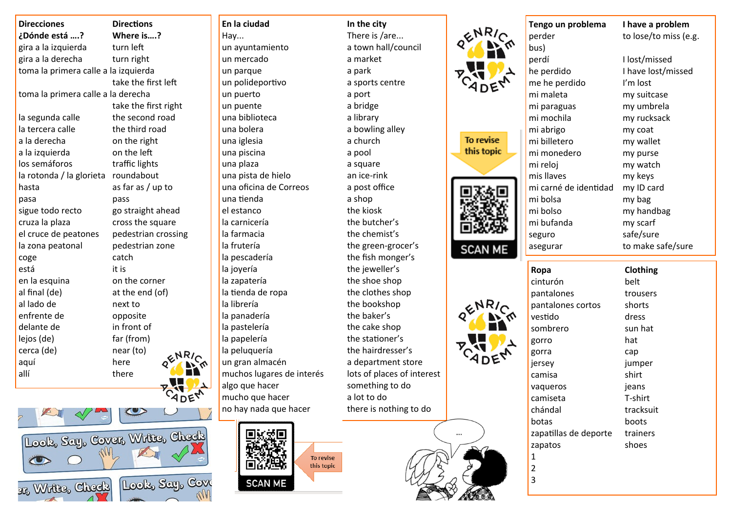| Direcciones | Directions |
| --- | --- |
| ¿Dónde está ….? | Where is….? |
| gira a la izquierda | turn left |
| gira a la derecha | turn right |
| toma la primera calle a la izquierda | take the first left |
| toma la primera calle a la derecha | take the first right |
| la segunda calle | the second road |
| la tercera calle | the third road |
| a la derecha | on the right |
| a la izquierda | on the left |
| los semáforos | traffic lights |
| la rotonda / la glorieta | roundabout |
| hasta | as far as / up to |
| pasa | pass |
| sigue todo recto | go straight ahead |
| cruza la plaza | cross the square |
| el cruce de peatones | pedestrian crossing |
| la zona peatonal | pedestrian zone |
| coge | catch |
| está | it is |
| en la esquina | on the corner |
| al final (de) | at the end (of) |
| al lado de | next to |
| enfrente de | opposite |
| delante de | in front of |
| lejos (de) | far (from) |
| cerca (de) | near (to) |
| aquí | here |
| allí | there |

Look, Say, Cover, Write, Check

| En la ciudad | In the city |
| --- | --- |
| Hay... | There is /are... |
| un ayuntamiento | a town hall/council |
| un mercado | a market |
| un parque | a park |
| un polideportivo | a sports centre |
| un puerto | a port |
| un puente | a bridge |
| una biblioteca | a library |
| una bolera | a bowling alley |
| una iglesia | a church |
| una piscina | a pool |
| una plaza | a square |
| una pista de hielo | an ice-rink |
| una oficina de Correos | a post office |
| una tienda | a shop |
| el estanco | the kiosk |
| la carnicería | the butcher's |
| la farmacia | the chemist's |
| la frutería | the green-grocer's |
| la pescadería | the fish monger's |
| la joyería | the jeweller's |
| la zapatería | the shoe shop |
| la tienda de ropa | the clothes shop |
| la librería | the bookshop |
| la panadería | the baker's |
| la pastelería | the cake shop |
| la papelería | the stationer's |
| la peluquería | the hairdresser's |
| un gran almacén | a department store |
| muchos lugares de interés | lots of places of interest |
| algo que hacer | something to do |
| mucho que hacer | a lot to do |
| no hay nada que hacer | there is nothing to do |

To revise this topic — SCAN ME

To revise this topic — SCAN ME

| Tengo un problema | I have a problem |
| --- | --- |
| perder | to lose/to miss (e.g. bus) |
| perdí | I lost/missed |
| he perdido | I have lost/missed |
| me he perdido | I'm lost |
| mi maleta | my suitcase |
| mi paraguas | my umbrela |
| mi mochila | my rucksack |
| mi abrigo | my coat |
| mi billetero | my wallet |
| mi monedero | my purse |
| mi reloj | my watch |
| mis llaves | my keys |
| mi carné de identidad | my ID card |
| mi bolsa | my bag |
| mi bolso | my handbag |
| mi bufanda | my scarf |
| seguro | safe/sure |
| asegurar | to make safe/sure |

| Ropa | Clothing |
| --- | --- |
| cinturón | belt |
| pantalones | trousers |
| pantalones cortos | shorts |
| vestido | dress |
| sombrero | sun hat |
| gorro | hat |
| gorra | cap |
| jersey | jumper |
| camisa | shirt |
| vaqueros | jeans |
| camiseta | T-shirt |
| chándal | tracksuit |
| botas | boots |
| zapatillas de deporte | trainers |
| zapatos | shoes |
| 1 | |
| 2 | |
| 3 | |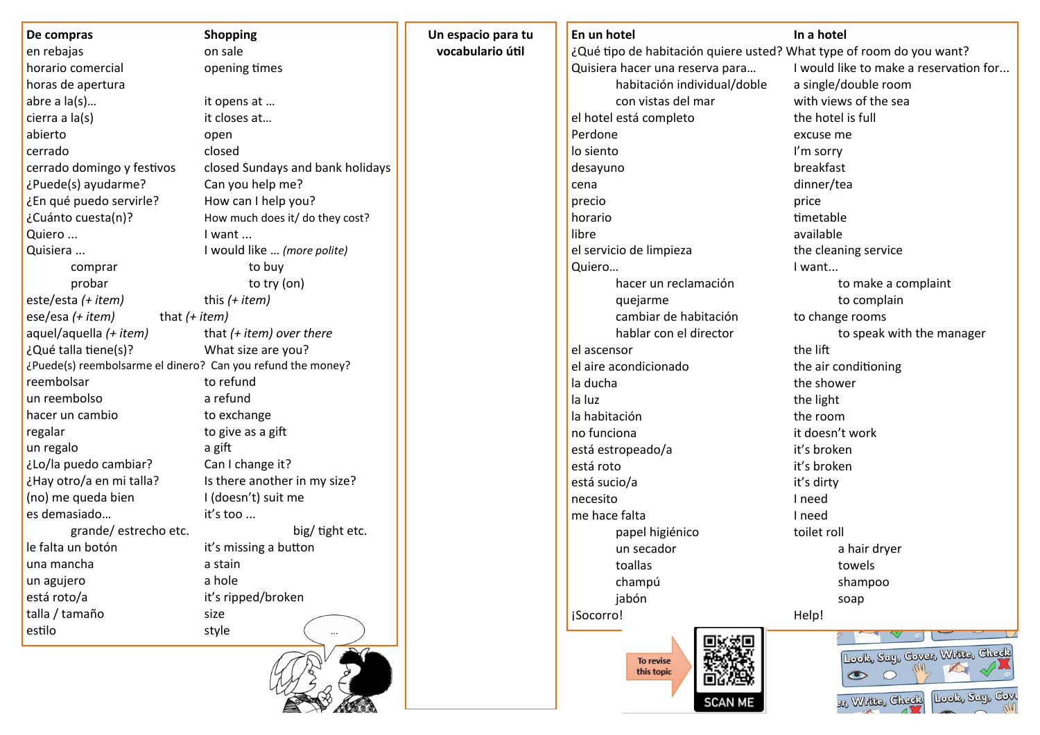## De compras / Shopping

| De compras | Shopping |
| --- | --- |
| en rebajas | on sale |
| horario comercial | opening times |
| horas de apertura | |
| abre a la(s)… | it opens at … |
| cierra a la(s) | it closes at… |
| abierto | open |
| cerrado | closed |
| cerrado domingo y festivos | closed Sundays and bank holidays |
| ¿Puede(s) ayudarme? | Can you help me? |
| ¿En qué puedo servirle? | How can I help you? |
| ¿Cuánto cuesta(n)? | How much does it/ do they cost? |
| Quiero ... | I want ... |
| Quisiera ... | I would like … *(more polite)* |
| comprar | to buy |
| probar | to try (on) |
| este/esta *(+ item)* | this *(+ item)* |
| ese/esa *(+ item)* | that *(+ item)* |
| aquel/aquella *(+ item)* | that *(+ item) over there* |
| ¿Qué talla tiene(s)? | What size are you? |
| ¿Puede(s) reembolsarme el dinero? | Can you refund the money? |
| reembolsar | to refund |
| un reembolso | a refund |
| hacer un cambio | to exchange |
| regalar | to give as a gift |
| un regalo | a gift |
| ¿Lo/la puedo cambiar? | Can I change it? |
| ¿Hay otro/a en mi talla? | Is there another in my size? |
| (no) me queda bien | I (doesn't) suit me |
| es demasiado… | it's too ... |
| grande/ estrecho etc. | big/ tight etc. |
| le falta un botón | it's missing a button |
| una mancha | a stain |
| un agujero | a hole |
| está roto/a | it's ripped/broken |
| talla / tamaño | size |
| estilo | style |

## Un espacio para tu vocabulario útil

## En un hotel / In a hotel

| En un hotel | In a hotel |
| --- | --- |
| ¿Qué tipo de habitación quiere usted? | What type of room do you want? |
| Quisiera hacer una reserva para… | I would like to make a reservation for... |
| habitación individual/doble | a single/double room |
| con vistas del mar | with views of the sea |
| el hotel está completo | the hotel is full |
| Perdone | excuse me |
| lo siento | I'm sorry |
| desayuno | breakfast |
| cena | dinner/tea |
| precio | price |
| horario | timetable |
| libre | available |
| el servicio de limpieza | the cleaning service |
| Quiero… | I want... |
| hacer un reclamación | to make a complaint |
| quejarme | to complain |
| cambiar de habitación | to change rooms |
| hablar con el director | to speak with the manager |
| el ascensor | the lift |
| el aire acondicionado | the air conditioning |
| la ducha | the shower |
| la luz | the light |
| la habitación | the room |
| no funciona | it doesn't work |
| está estropeado/a | it's broken |
| está roto | it's broken |
| está sucio/a | it's dirty |
| necesito | I need |
| me hace falta | I need |
| papel higiénico | toilet roll |
| un secador | a hair dryer |
| toallas | towels |
| champú | shampoo |
| jabón | soap |
| ¡Socorro! | Help! |

To revise this topic — SCAN ME

Look, Say, Cover, Write, Check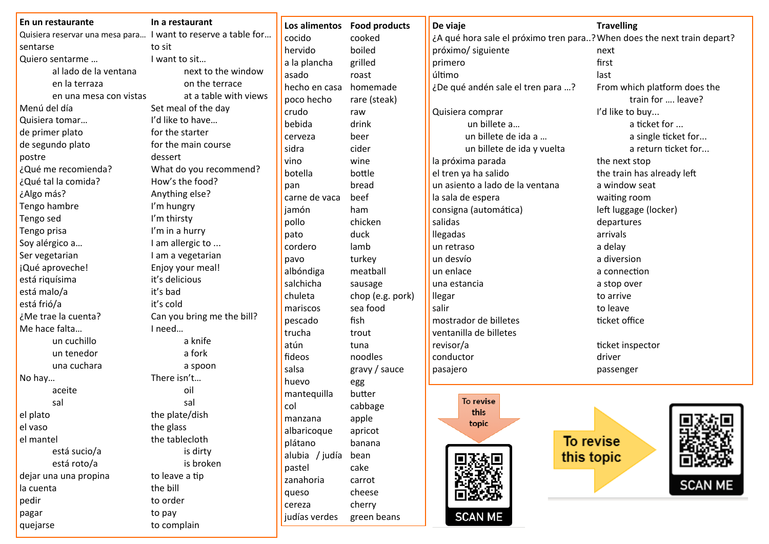| En un restaurante | In a restaurant |
| --- | --- |
| Quisiera reservar una mesa para… | I want to reserve a table for… |
| sentarse | to sit |
| Quiero sentarme … | I want to sit… |
| al lado de la ventana | next to the window |
| en la terraza | on the terrace |
| en una mesa con vistas | at a table with views |
| Menú del día | Set meal of the day |
| Quisiera tomar… | I'd like to have… |
| de primer plato | for the starter |
| de segundo plato | for the main course |
| postre | dessert |
| ¿Qué me recomienda? | What do you recommend? |
| ¿Qué tal la comida? | How's the food? |
| ¿Algo más? | Anything else? |
| Tengo hambre | I'm hungry |
| Tengo sed | I'm thirsty |
| Tengo prisa | I'm in a hurry |
| Soy alérgico a… | I am allergic to ... |
| Ser vegetarian | I am a vegetarian |
| ¡Qué aproveche! | Enjoy your meal! |
| está riquísima | it's delicious |
| está malo/a | it's bad |
| está frío/a | it's cold |
| ¿Me trae la cuenta? | Can you bring me the bill? |
| Me hace falta… | I need… |
| un cuchillo | a knife |
| un tenedor | a fork |
| una cuchara | a spoon |
| No hay… | There isn't… |
| aceite | oil |
| sal | sal |
| el plato | the plate/dish |
| el vaso | the glass |
| el mantel | the tablecloth |
| está sucio/a | is dirty |
| está roto/a | is broken |
| dejar una una propina | to leave a tip |
| la cuenta | the bill |
| pedir | to order |
| pagar | to pay |
| quejarse | to complain |

| Los alimentos | Food products |
| --- | --- |
| cocido | cooked |
| hervido | boiled |
| a la plancha | grilled |
| asado | roast |
| hecho en casa | homemade |
| poco hecho | rare (steak) |
| crudo | raw |
| bebida | drink |
| cerveza | beer |
| sidra | cider |
| vino | wine |
| botella | bottle |
| pan | bread |
| carne de vaca | beef |
| jamón | ham |
| pollo | chicken |
| pato | duck |
| cordero | lamb |
| pavo | turkey |
| albóndiga | meatball |
| salchicha | sausage |
| chuleta | chop (e.g. pork) |
| mariscos | sea food |
| pescado | fish |
| trucha | trout |
| atún | tuna |
| fideos | noodles |
| salsa | gravy / sauce |
| huevo | egg |
| mantequilla | butter |
| col | cabbage |
| manzana | apple |
| albaricoque | apricot |
| plátano | banana |
| alubia / judía | bean |
| pastel | cake |
| zanahoria | carrot |
| queso | cheese |
| cereza | cherry |
| judías verdes | green beans |

| De viaje | Travelling |
| --- | --- |
| ¿A qué hora sale el próximo tren para..? | When does the next train depart? |
| próximo/ siguiente | next |
| primero | first |
| último | last |
| ¿De qué andén sale el tren para …? | From which platform does the train for …. leave? |
| Quisiera comprar | I'd like to buy... |
| un billete a… | a ticket for ... |
| un billete de ida a … | a single ticket for... |
| un billete de ida y vuelta | a return ticket for... |
| la próxima parada | the next stop |
| el tren ya ha salido | the train has already left |
| un asiento a lado de la ventana | a window seat |
| la sala de espera | waiting room |
| consigna (automática) | left luggage (locker) |
| salidas | departures |
| llegadas | arrivals |
| un retraso | a delay |
| un desvío | a diversion |
| un enlace | a connection |
| una estancia | a stop over |
| llegar | to arrive |
| salir | to leave |
| mostrador de billetes | ticket office |
| ventanilla de billetes | |
| revisor/a | ticket inspector |
| conductor | driver |
| pasajero | passenger |

To revise this topic

SCAN ME

To revise this topic

SCAN ME